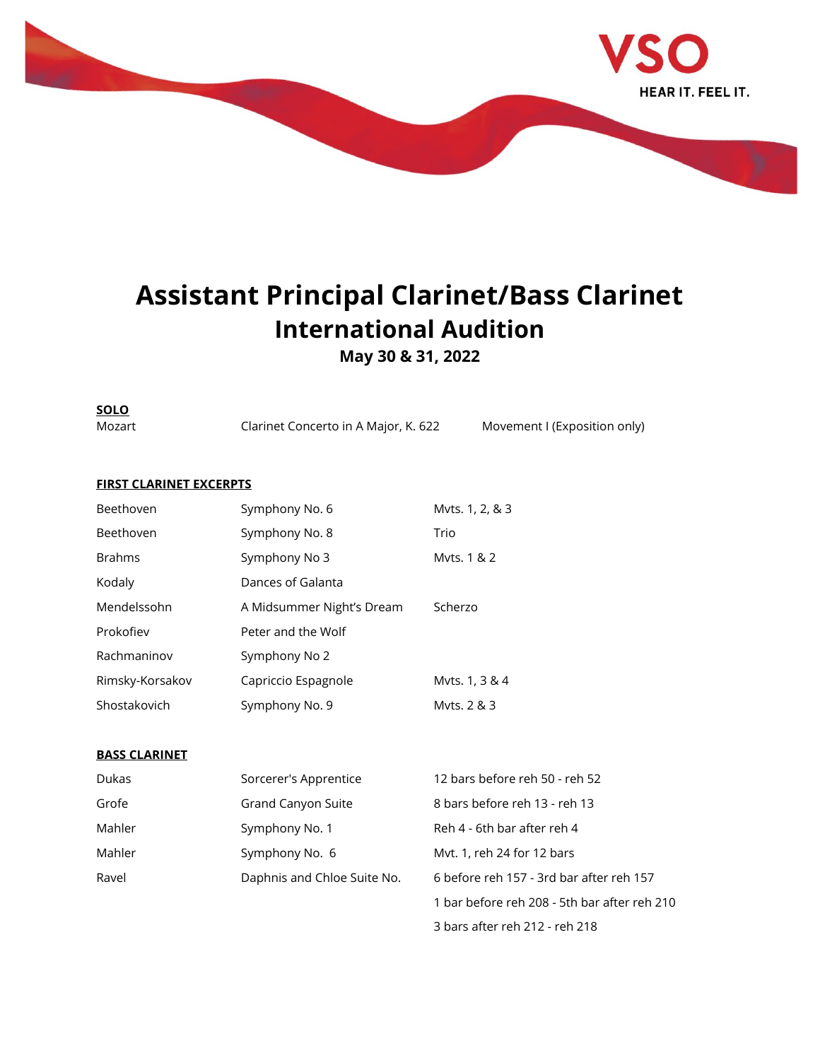VSO
HEAR IT. FEEL IT.

# Assistant Principal Clarinet/Bass Clarinet
## International Audition
### May 30 & 31, 2022

**SOLO**

| | | |
|---|---|---|
| Mozart | Clarinet Concerto in A Major, K. 622 | Movement I (Exposition only) |

**FIRST CLARINET EXCERPTS**

| | | |
|---|---|---|
| Beethoven | Symphony No. 6 | Mvts. 1, 2, & 3 |
| Beethoven | Symphony No. 8 | Trio |
| Brahms | Symphony No 3 | Mvts. 1 & 2 |
| Kodaly | Dances of Galanta | |
| Mendelssohn | A Midsummer Night's Dream | Scherzo |
| Prokofiev | Peter and the Wolf | |
| Rachmaninov | Symphony No 2 | |
| Rimsky-Korsakov | Capriccio Espagnole | Mvts. 1, 3 & 4 |
| Shostakovich | Symphony No. 9 | Mvts. 2 & 3 |

**BASS CLARINET**

| | | |
|---|---|---|
| Dukas | Sorcerer's Apprentice | 12 bars before reh 50 - reh 52 |
| Grofe | Grand Canyon Suite | 8 bars before reh 13 - reh 13 |
| Mahler | Symphony No. 1 | Reh 4 - 6th bar after reh 4 |
| Mahler | Symphony No. 6 | Mvt. 1, reh 24 for 12 bars |
| Ravel | Daphnis and Chloe Suite No. | 6 before reh 157 - 3rd bar after reh 157 |
| | | 1 bar before reh 208 - 5th bar after reh 210 |
| | | 3 bars after reh 212 - reh 218 |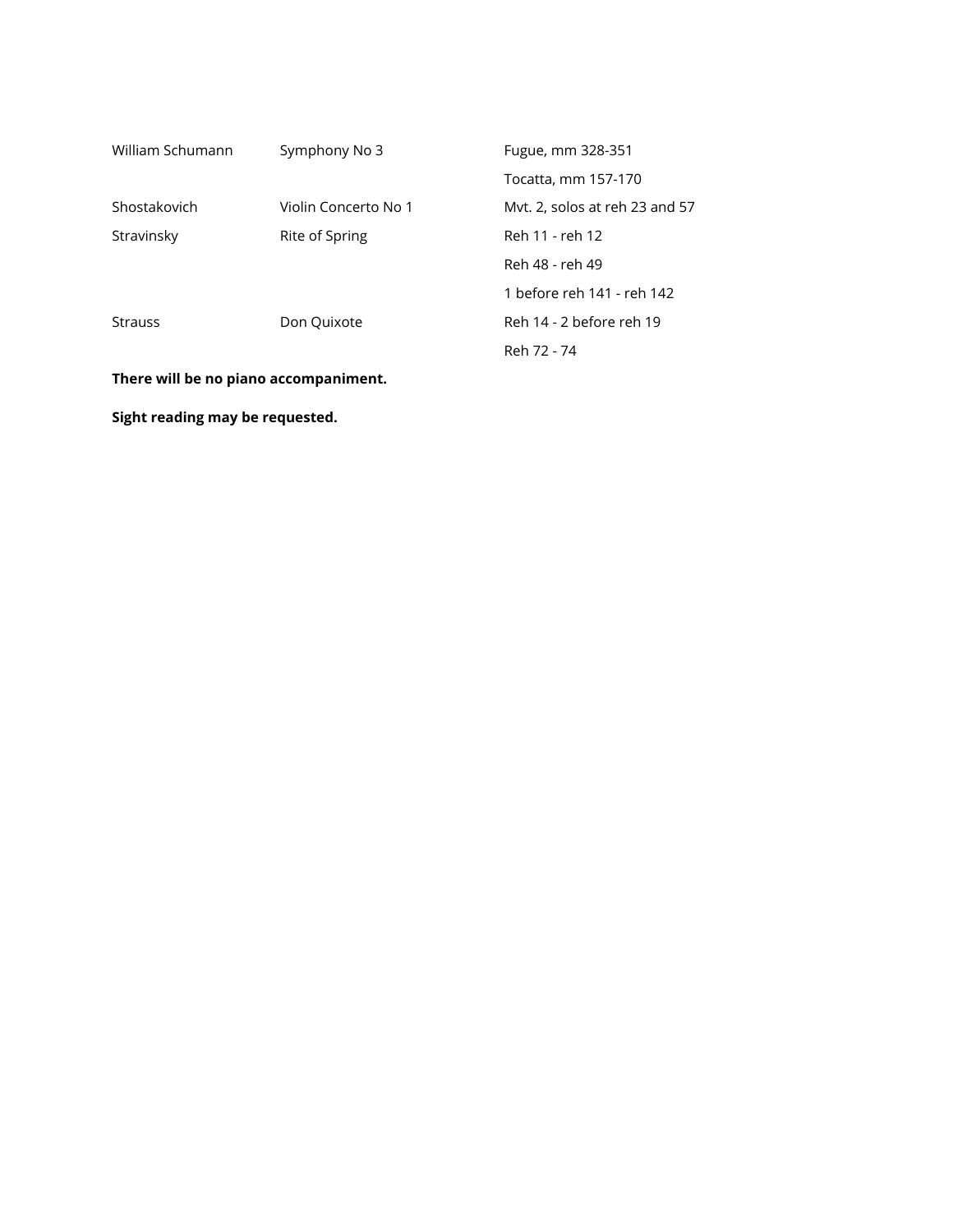| | | |
|---|---|---|
| William Schumann | Symphony No 3 | Fugue, mm 328-351 |
| | | Tocatta, mm 157-170 |
| Shostakovich | Violin Concerto No 1 | Mvt. 2, solos at reh 23 and 57 |
| Stravinsky | Rite of Spring | Reh 11 - reh 12 |
| | | Reh 48 - reh 49 |
| | | 1 before reh 141 - reh 142 |
| Strauss | Don Quixote | Reh 14 - 2 before reh 19 |
| | | Reh 72 - 74 |

**There will be no piano accompaniment.**

**Sight reading may be requested.**